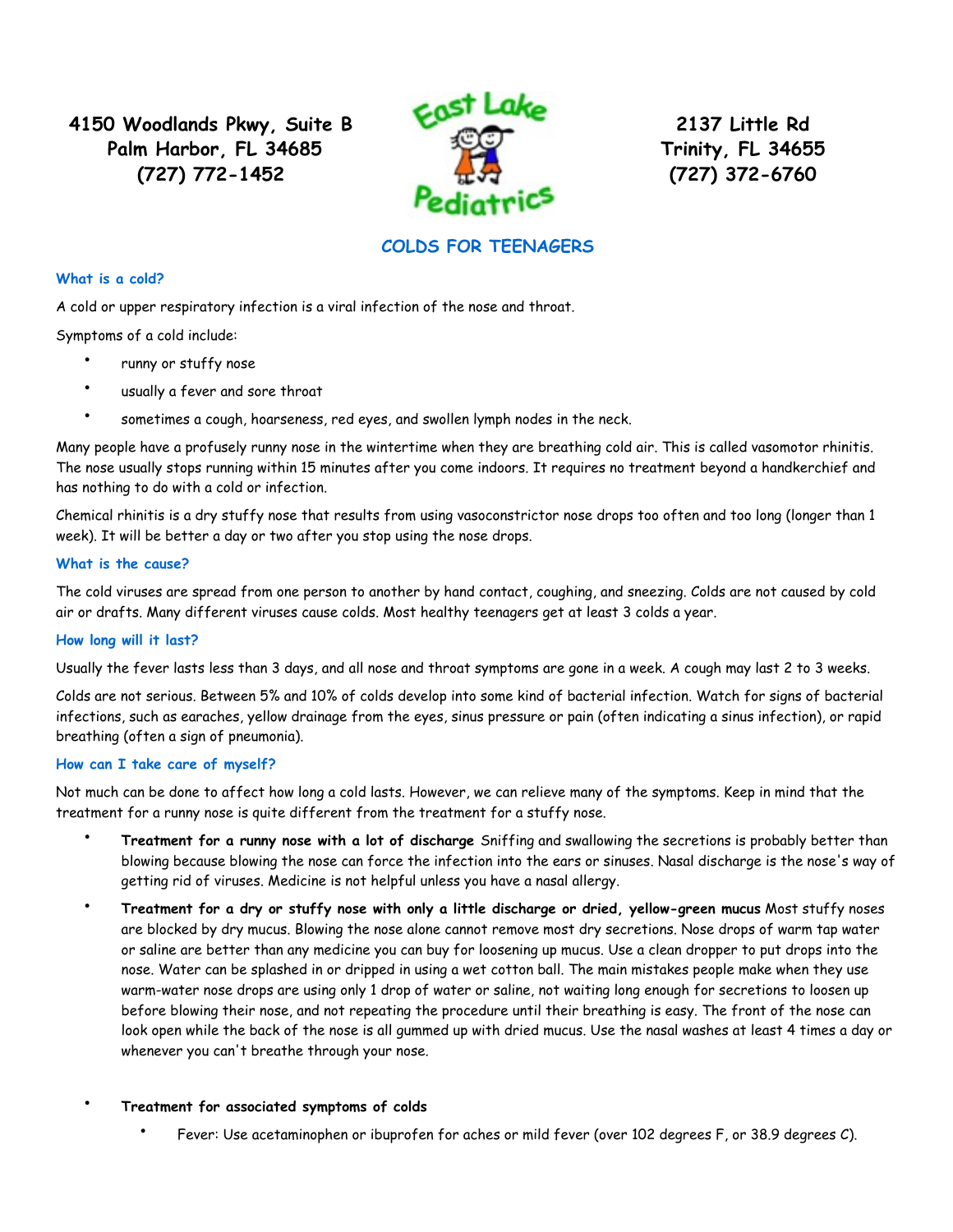4150 Woodlands Pkwy, Suite B
Palm Harbor, FL 34685
(727) 772-1452

East Lake Pediatrics

2137 Little Rd
Trinity, FL 34655
(727) 372-6760

# COLDS FOR TEENAGERS

### What is a cold?

A cold or upper respiratory infection is a viral infection of the nose and throat.

Symptoms of a cold include:

- runny or stuffy nose
- usually a fever and sore throat
- sometimes a cough, hoarseness, red eyes, and swollen lymph nodes in the neck.

Many people have a profusely runny nose in the wintertime when they are breathing cold air. This is called vasomotor rhinitis. The nose usually stops running within 15 minutes after you come indoors. It requires no treatment beyond a handkerchief and has nothing to do with a cold or infection.

Chemical rhinitis is a dry stuffy nose that results from using vasoconstrictor nose drops too often and too long (longer than 1 week). It will be better a day or two after you stop using the nose drops.

### What is the cause?

The cold viruses are spread from one person to another by hand contact, coughing, and sneezing. Colds are not caused by cold air or drafts. Many different viruses cause colds. Most healthy teenagers get at least 3 colds a year.

### How long will it last?

Usually the fever lasts less than 3 days, and all nose and throat symptoms are gone in a week. A cough may last 2 to 3 weeks.

Colds are not serious. Between 5% and 10% of colds develop into some kind of bacterial infection. Watch for signs of bacterial infections, such as earaches, yellow drainage from the eyes, sinus pressure or pain (often indicating a sinus infection), or rapid breathing (often a sign of pneumonia).

### How can I take care of myself?

Not much can be done to affect how long a cold lasts. However, we can relieve many of the symptoms. Keep in mind that the treatment for a runny nose is quite different from the treatment for a stuffy nose.

- **Treatment for a runny nose with a lot of discharge** Sniffing and swallowing the secretions is probably better than blowing because blowing the nose can force the infection into the ears or sinuses. Nasal discharge is the nose's way of getting rid of viruses. Medicine is not helpful unless you have a nasal allergy.
- **Treatment for a dry or stuffy nose with only a little discharge or dried, yellow-green mucus** Most stuffy noses are blocked by dry mucus. Blowing the nose alone cannot remove most dry secretions. Nose drops of warm tap water or saline are better than any medicine you can buy for loosening up mucus. Use a clean dropper to put drops into the nose. Water can be splashed in or dripped in using a wet cotton ball. The main mistakes people make when they use warm-water nose drops are using only 1 drop of water or saline, not waiting long enough for secretions to loosen up before blowing their nose, and not repeating the procedure until their breathing is easy. The front of the nose can look open while the back of the nose is all gummed up with dried mucus. Use the nasal washes at least 4 times a day or whenever you can't breathe through your nose.
- **Treatment for associated symptoms of colds**
  - Fever: Use acetaminophen or ibuprofen for aches or mild fever (over 102 degrees F, or 38.9 degrees C).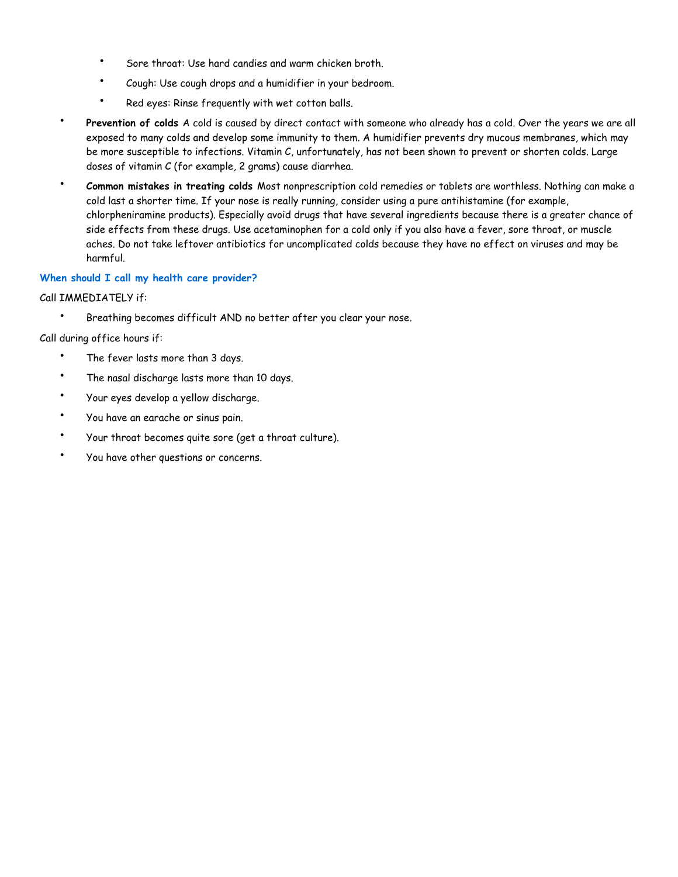- Sore throat: Use hard candies and warm chicken broth.
  - Cough: Use cough drops and a humidifier in your bedroom.
  - Red eyes: Rinse frequently with wet cotton balls.

- **Prevention of colds** A cold is caused by direct contact with someone who already has a cold. Over the years we are all exposed to many colds and develop some immunity to them. A humidifier prevents dry mucous membranes, which may be more susceptible to infections. Vitamin C, unfortunately, has not been shown to prevent or shorten colds. Large doses of vitamin C (for example, 2 grams) cause diarrhea.
- **Common mistakes in treating colds** Most nonprescription cold remedies or tablets are worthless. Nothing can make a cold last a shorter time. If your nose is really running, consider using a pure antihistamine (for example, chlorpheniramine products). Especially avoid drugs that have several ingredients because there is a greater chance of side effects from these drugs. Use acetaminophen for a cold only if you also have a fever, sore throat, or muscle aches. Do not take leftover antibiotics for uncomplicated colds because they have no effect on viruses and may be harmful.

### When should I call my health care provider?

Call IMMEDIATELY if:

- Breathing becomes difficult AND no better after you clear your nose.

Call during office hours if:

- The fever lasts more than 3 days.
- The nasal discharge lasts more than 10 days.
- Your eyes develop a yellow discharge.
- You have an earache or sinus pain.
- Your throat becomes quite sore (get a throat culture).
- You have other questions or concerns.